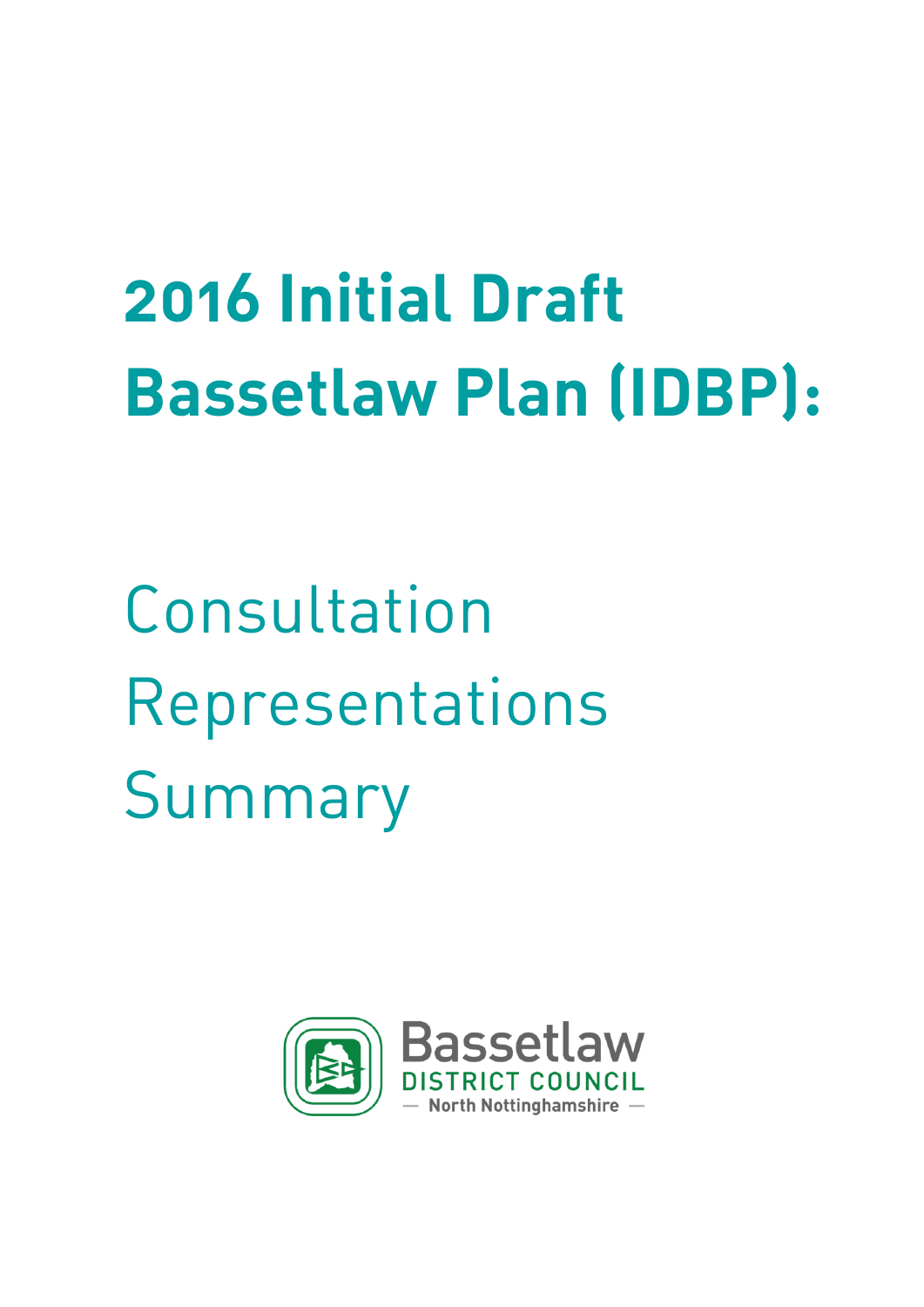# 2016 Initial Draft Bassetlaw Plan (IDBP):

## Consultation Representations Summary

Bassetlaw
DISTRICT COUNCIL
— North Nottinghamshire —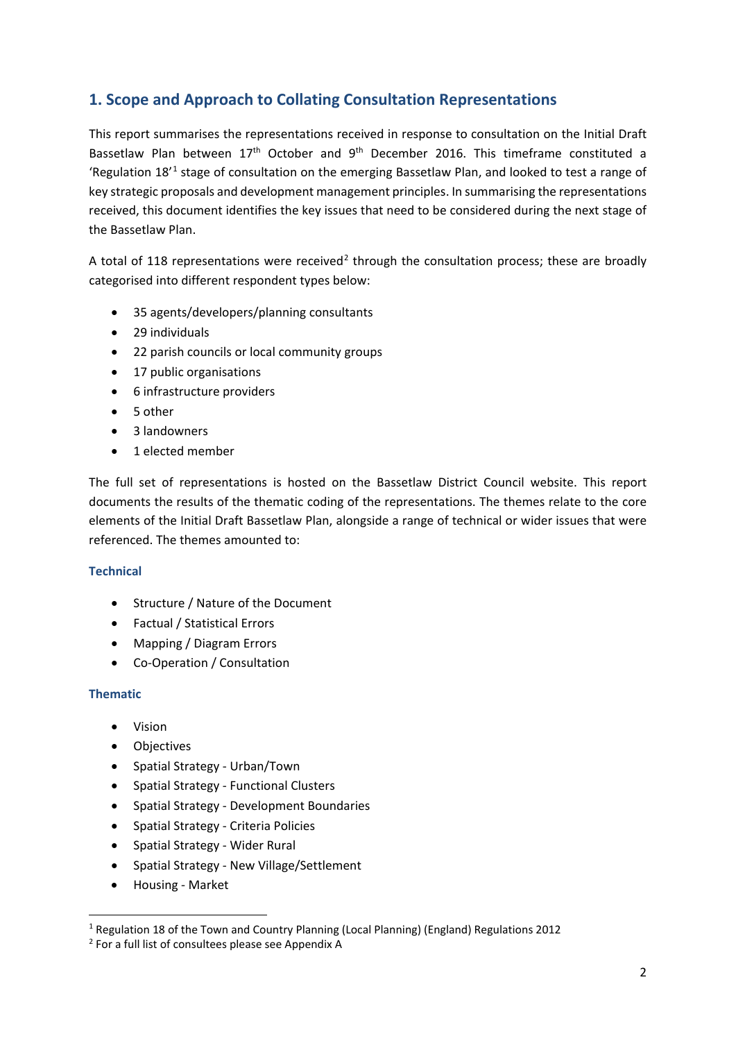## 1. Scope and Approach to Collating Consultation Representations

This report summarises the representations received in response to consultation on the Initial Draft Bassetlaw Plan between 17th October and 9th December 2016. This timeframe constituted a 'Regulation 18'[1] stage of consultation on the emerging Bassetlaw Plan, and looked to test a range of key strategic proposals and development management principles. In summarising the representations received, this document identifies the key issues that need to be considered during the next stage of the Bassetlaw Plan.

A total of 118 representations were received[2] through the consultation process; these are broadly categorised into different respondent types below:

- 35 agents/developers/planning consultants
- 29 individuals
- 22 parish councils or local community groups
- 17 public organisations
- 6 infrastructure providers
- 5 other
- 3 landowners
- 1 elected member

The full set of representations is hosted on the Bassetlaw District Council website. This report documents the results of the thematic coding of the representations. The themes relate to the core elements of the Initial Draft Bassetlaw Plan, alongside a range of technical or wider issues that were referenced. The themes amounted to:

### Technical

- Structure / Nature of the Document
- Factual / Statistical Errors
- Mapping / Diagram Errors
- Co-Operation / Consultation

### Thematic

- Vision
- Objectives
- Spatial Strategy - Urban/Town
- Spatial Strategy - Functional Clusters
- Spatial Strategy - Development Boundaries
- Spatial Strategy - Criteria Policies
- Spatial Strategy - Wider Rural
- Spatial Strategy - New Village/Settlement
- Housing - Market

[1] Regulation 18 of the Town and Country Planning (Local Planning) (England) Regulations 2012

[2] For a full list of consultees please see Appendix A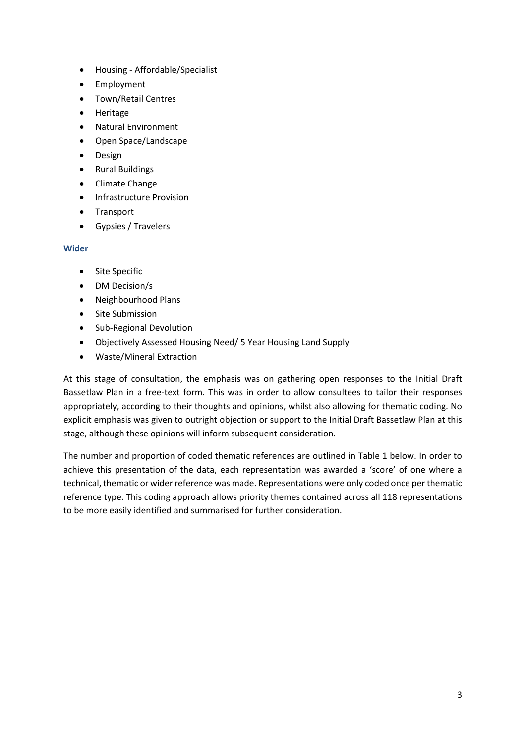- Housing - Affordable/Specialist
- Employment
- Town/Retail Centres
- Heritage
- Natural Environment
- Open Space/Landscape
- Design
- Rural Buildings
- Climate Change
- Infrastructure Provision
- Transport
- Gypsies / Travelers

### Wider

- Site Specific
- DM Decision/s
- Neighbourhood Plans
- Site Submission
- Sub-Regional Devolution
- Objectively Assessed Housing Need/ 5 Year Housing Land Supply
- Waste/Mineral Extraction

At this stage of consultation, the emphasis was on gathering open responses to the Initial Draft Bassetlaw Plan in a free-text form. This was in order to allow consultees to tailor their responses appropriately, according to their thoughts and opinions, whilst also allowing for thematic coding. No explicit emphasis was given to outright objection or support to the Initial Draft Bassetlaw Plan at this stage, although these opinions will inform subsequent consideration.

The number and proportion of coded thematic references are outlined in Table 1 below. In order to achieve this presentation of the data, each representation was awarded a 'score' of one where a technical, thematic or wider reference was made. Representations were only coded once per thematic reference type. This coding approach allows priority themes contained across all 118 representations to be more easily identified and summarised for further consideration.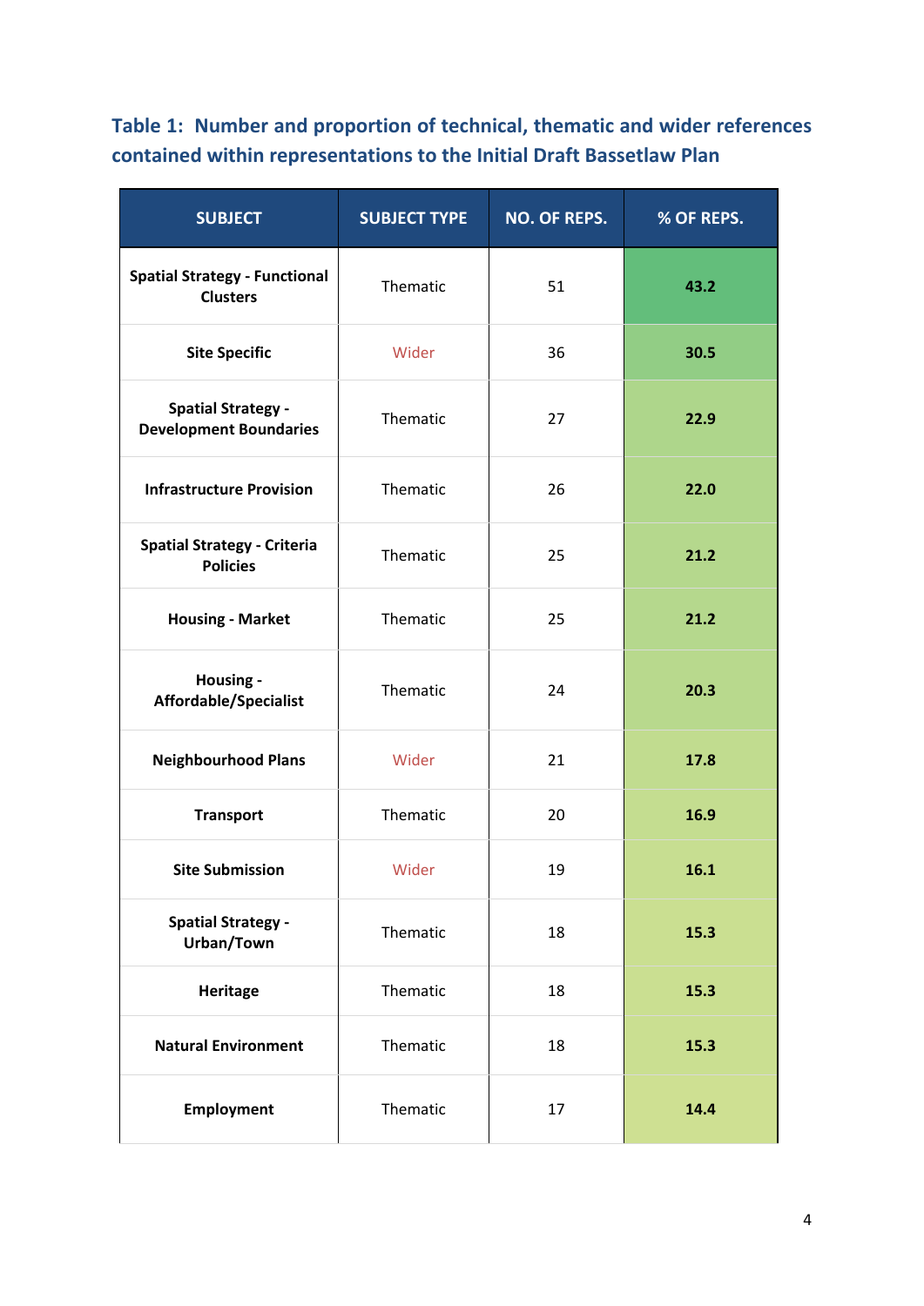**Table 1: Number and proportion of technical, thematic and wider references contained within representations to the Initial Draft Bassetlaw Plan**

| SUBJECT | SUBJECT TYPE | NO. OF REPS. | % OF REPS. |
|---|---|---|---|
| **Spatial Strategy - Functional Clusters** | Thematic | 51 | **43.2** |
| **Site Specific** | Wider | 36 | **30.5** |
| **Spatial Strategy - Development Boundaries** | Thematic | 27 | **22.9** |
| **Infrastructure Provision** | Thematic | 26 | **22.0** |
| **Spatial Strategy - Criteria Policies** | Thematic | 25 | **21.2** |
| **Housing - Market** | Thematic | 25 | **21.2** |
| **Housing - Affordable/Specialist** | Thematic | 24 | **20.3** |
| **Neighbourhood Plans** | Wider | 21 | **17.8** |
| **Transport** | Thematic | 20 | **16.9** |
| **Site Submission** | Wider | 19 | **16.1** |
| **Spatial Strategy - Urban/Town** | Thematic | 18 | **15.3** |
| **Heritage** | Thematic | 18 | **15.3** |
| **Natural Environment** | Thematic | 18 | **15.3** |
| **Employment** | Thematic | 17 | **14.4** |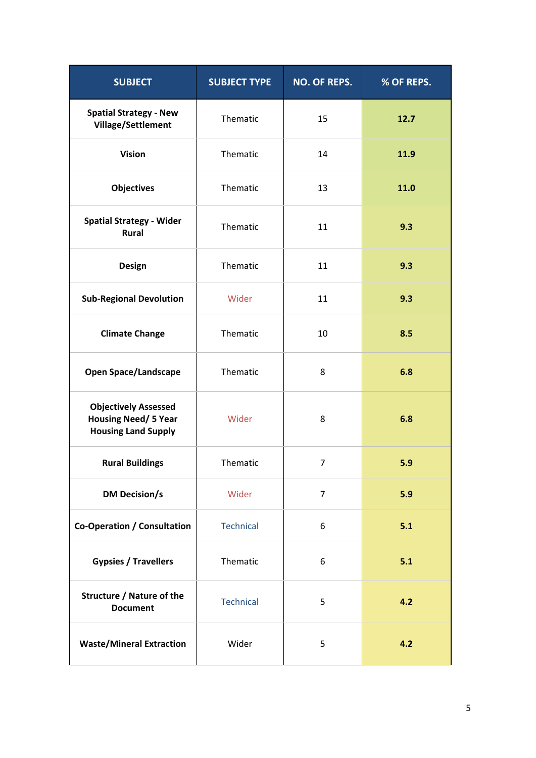| SUBJECT | SUBJECT TYPE | NO. OF REPS. | % OF REPS. |
|---|---|---|---|
| **Spatial Strategy - New Village/Settlement** | Thematic | 15 | **12.7** |
| **Vision** | Thematic | 14 | **11.9** |
| **Objectives** | Thematic | 13 | **11.0** |
| **Spatial Strategy - Wider Rural** | Thematic | 11 | **9.3** |
| **Design** | Thematic | 11 | **9.3** |
| **Sub-Regional Devolution** | Wider | 11 | **9.3** |
| **Climate Change** | Thematic | 10 | **8.5** |
| **Open Space/Landscape** | Thematic | 8 | **6.8** |
| **Objectively Assessed Housing Need/ 5 Year Housing Land Supply** | Wider | 8 | **6.8** |
| **Rural Buildings** | Thematic | 7 | **5.9** |
| **DM Decision/s** | Wider | 7 | **5.9** |
| **Co-Operation / Consultation** | Technical | 6 | **5.1** |
| **Gypsies / Travellers** | Thematic | 6 | **5.1** |
| **Structure / Nature of the Document** | Technical | 5 | **4.2** |
| **Waste/Mineral Extraction** | Wider | 5 | **4.2** |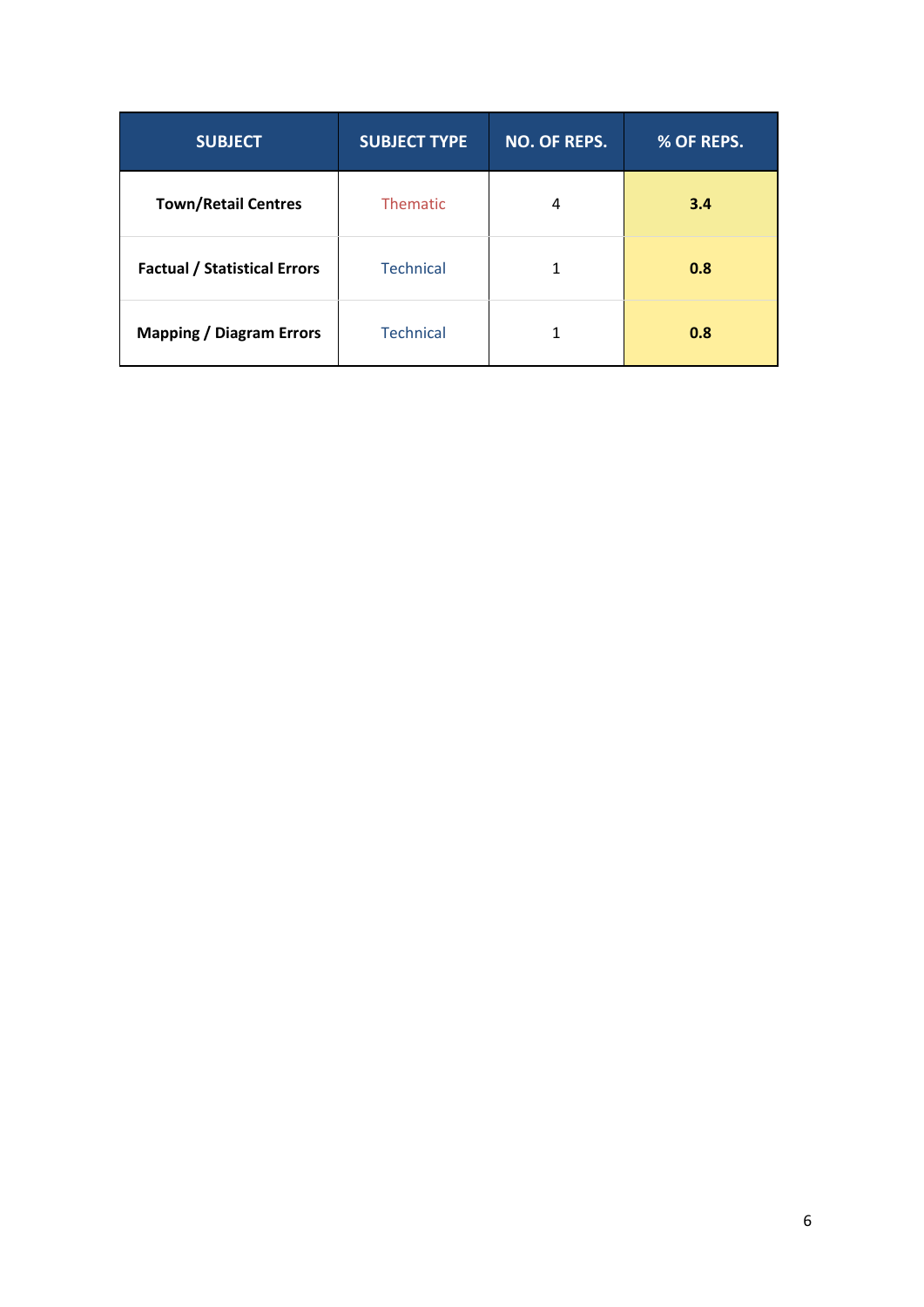| SUBJECT | SUBJECT TYPE | NO. OF REPS. | % OF REPS. |
|---|---|---|---|
| **Town/Retail Centres** | Thematic | 4 | **3.4** |
| **Factual / Statistical Errors** | Technical | 1 | **0.8** |
| **Mapping / Diagram Errors** | Technical | 1 | **0.8** |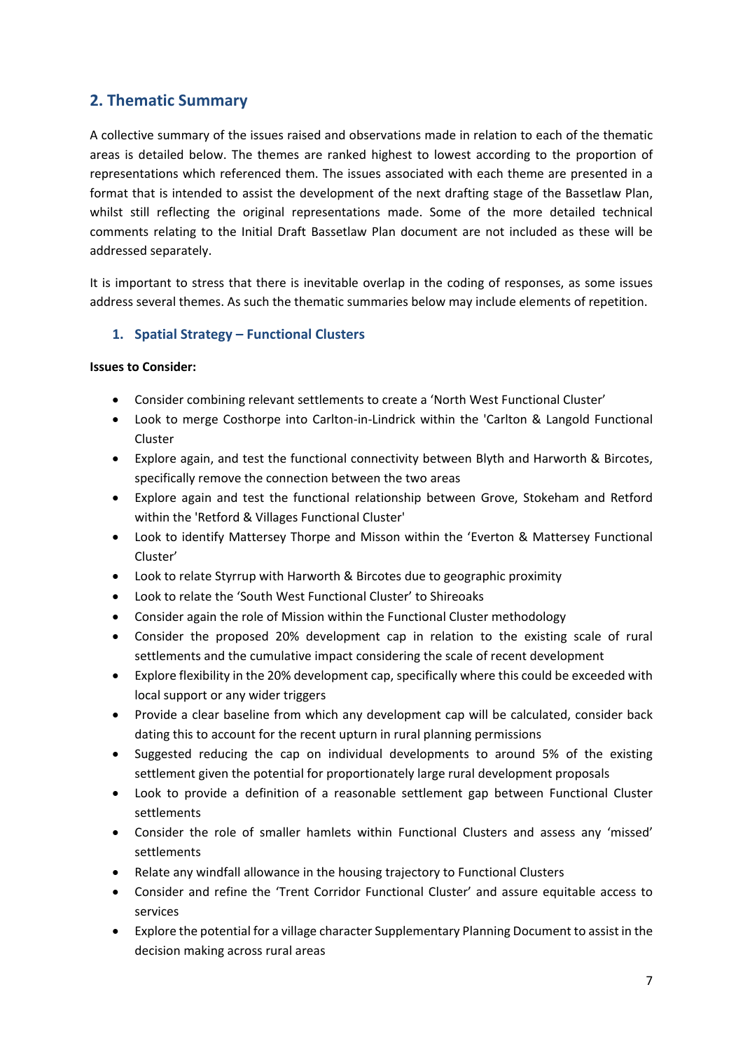## 2. Thematic Summary

A collective summary of the issues raised and observations made in relation to each of the thematic areas is detailed below. The themes are ranked highest to lowest according to the proportion of representations which referenced them. The issues associated with each theme are presented in a format that is intended to assist the development of the next drafting stage of the Bassetlaw Plan, whilst still reflecting the original representations made. Some of the more detailed technical comments relating to the Initial Draft Bassetlaw Plan document are not included as these will be addressed separately.

It is important to stress that there is inevitable overlap in the coding of responses, as some issues address several themes. As such the thematic summaries below may include elements of repetition.

### 1. Spatial Strategy – Functional Clusters

**Issues to Consider:**

- Consider combining relevant settlements to create a 'North West Functional Cluster'
- Look to merge Costhorpe into Carlton-in-Lindrick within the 'Carlton & Langold Functional Cluster
- Explore again, and test the functional connectivity between Blyth and Harworth & Bircotes, specifically remove the connection between the two areas
- Explore again and test the functional relationship between Grove, Stokeham and Retford within the 'Retford & Villages Functional Cluster'
- Look to identify Mattersey Thorpe and Misson within the 'Everton & Mattersey Functional Cluster'
- Look to relate Styrrup with Harworth & Bircotes due to geographic proximity
- Look to relate the 'South West Functional Cluster' to Shireoaks
- Consider again the role of Mission within the Functional Cluster methodology
- Consider the proposed 20% development cap in relation to the existing scale of rural settlements and the cumulative impact considering the scale of recent development
- Explore flexibility in the 20% development cap, specifically where this could be exceeded with local support or any wider triggers
- Provide a clear baseline from which any development cap will be calculated, consider back dating this to account for the recent upturn in rural planning permissions
- Suggested reducing the cap on individual developments to around 5% of the existing settlement given the potential for proportionately large rural development proposals
- Look to provide a definition of a reasonable settlement gap between Functional Cluster settlements
- Consider the role of smaller hamlets within Functional Clusters and assess any 'missed' settlements
- Relate any windfall allowance in the housing trajectory to Functional Clusters
- Consider and refine the 'Trent Corridor Functional Cluster' and assure equitable access to services
- Explore the potential for a village character Supplementary Planning Document to assist in the decision making across rural areas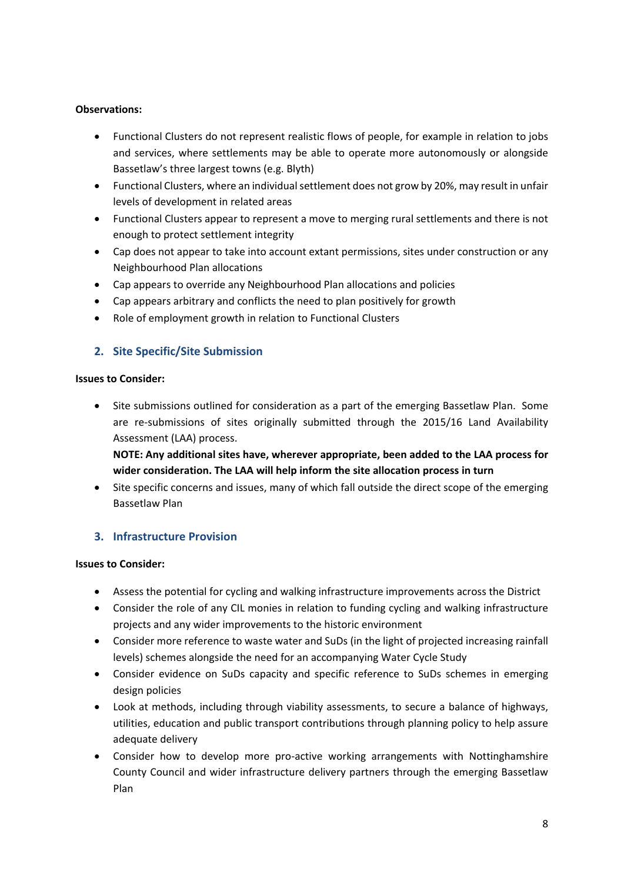**Observations:**

- Functional Clusters do not represent realistic flows of people, for example in relation to jobs and services, where settlements may be able to operate more autonomously or alongside Bassetlaw's three largest towns (e.g. Blyth)
- Functional Clusters, where an individual settlement does not grow by 20%, may result in unfair levels of development in related areas
- Functional Clusters appear to represent a move to merging rural settlements and there is not enough to protect settlement integrity
- Cap does not appear to take into account extant permissions, sites under construction or any Neighbourhood Plan allocations
- Cap appears to override any Neighbourhood Plan allocations and policies
- Cap appears arbitrary and conflicts the need to plan positively for growth
- Role of employment growth in relation to Functional Clusters

## 2. Site Specific/Site Submission

**Issues to Consider:**

- Site submissions outlined for consideration as a part of the emerging Bassetlaw Plan. Some are re-submissions of sites originally submitted through the 2015/16 Land Availability Assessment (LAA) process.

  **NOTE: Any additional sites have, wherever appropriate, been added to the LAA process for wider consideration. The LAA will help inform the site allocation process in turn**
- Site specific concerns and issues, many of which fall outside the direct scope of the emerging Bassetlaw Plan

## 3. Infrastructure Provision

**Issues to Consider:**

- Assess the potential for cycling and walking infrastructure improvements across the District
- Consider the role of any CIL monies in relation to funding cycling and walking infrastructure projects and any wider improvements to the historic environment
- Consider more reference to waste water and SuDs (in the light of projected increasing rainfall levels) schemes alongside the need for an accompanying Water Cycle Study
- Consider evidence on SuDs capacity and specific reference to SuDs schemes in emerging design policies
- Look at methods, including through viability assessments, to secure a balance of highways, utilities, education and public transport contributions through planning policy to help assure adequate delivery
- Consider how to develop more pro-active working arrangements with Nottinghamshire County Council and wider infrastructure delivery partners through the emerging Bassetlaw Plan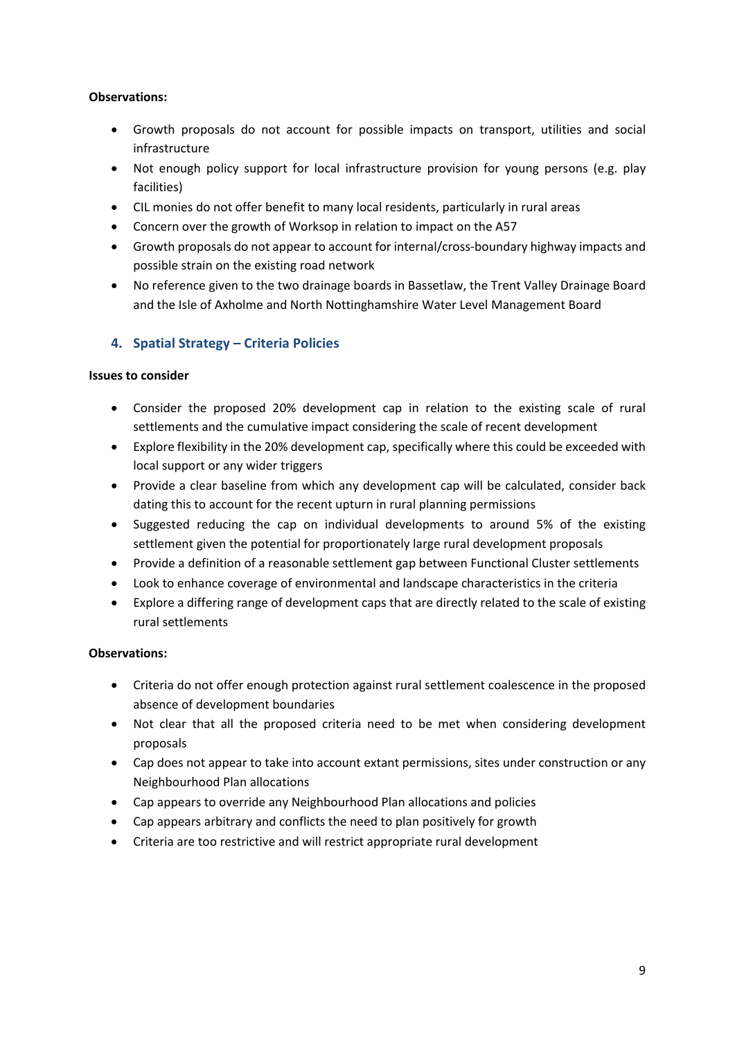**Observations:**

- Growth proposals do not account for possible impacts on transport, utilities and social infrastructure
- Not enough policy support for local infrastructure provision for young persons (e.g. play facilities)
- CIL monies do not offer benefit to many local residents, particularly in rural areas
- Concern over the growth of Worksop in relation to impact on the A57
- Growth proposals do not appear to account for internal/cross-boundary highway impacts and possible strain on the existing road network
- No reference given to the two drainage boards in Bassetlaw, the Trent Valley Drainage Board and the Isle of Axholme and North Nottinghamshire Water Level Management Board

## 4. Spatial Strategy – Criteria Policies

**Issues to consider**

- Consider the proposed 20% development cap in relation to the existing scale of rural settlements and the cumulative impact considering the scale of recent development
- Explore flexibility in the 20% development cap, specifically where this could be exceeded with local support or any wider triggers
- Provide a clear baseline from which any development cap will be calculated, consider back dating this to account for the recent upturn in rural planning permissions
- Suggested reducing the cap on individual developments to around 5% of the existing settlement given the potential for proportionately large rural development proposals
- Provide a definition of a reasonable settlement gap between Functional Cluster settlements
- Look to enhance coverage of environmental and landscape characteristics in the criteria
- Explore a differing range of development caps that are directly related to the scale of existing rural settlements

**Observations:**

- Criteria do not offer enough protection against rural settlement coalescence in the proposed absence of development boundaries
- Not clear that all the proposed criteria need to be met when considering development proposals
- Cap does not appear to take into account extant permissions, sites under construction or any Neighbourhood Plan allocations
- Cap appears to override any Neighbourhood Plan allocations and policies
- Cap appears arbitrary and conflicts the need to plan positively for growth
- Criteria are too restrictive and will restrict appropriate rural development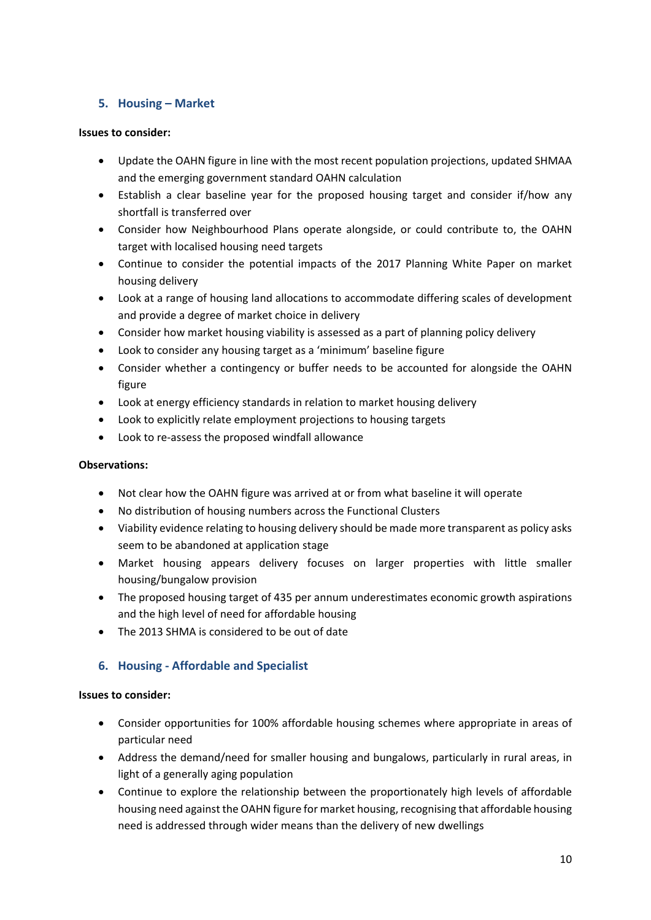## 5. Housing – Market

**Issues to consider:**

- Update the OAHN figure in line with the most recent population projections, updated SHMAA and the emerging government standard OAHN calculation
- Establish a clear baseline year for the proposed housing target and consider if/how any shortfall is transferred over
- Consider how Neighbourhood Plans operate alongside, or could contribute to, the OAHN target with localised housing need targets
- Continue to consider the potential impacts of the 2017 Planning White Paper on market housing delivery
- Look at a range of housing land allocations to accommodate differing scales of development and provide a degree of market choice in delivery
- Consider how market housing viability is assessed as a part of planning policy delivery
- Look to consider any housing target as a 'minimum' baseline figure
- Consider whether a contingency or buffer needs to be accounted for alongside the OAHN figure
- Look at energy efficiency standards in relation to market housing delivery
- Look to explicitly relate employment projections to housing targets
- Look to re-assess the proposed windfall allowance

**Observations:**

- Not clear how the OAHN figure was arrived at or from what baseline it will operate
- No distribution of housing numbers across the Functional Clusters
- Viability evidence relating to housing delivery should be made more transparent as policy asks seem to be abandoned at application stage
- Market housing appears delivery focuses on larger properties with little smaller housing/bungalow provision
- The proposed housing target of 435 per annum underestimates economic growth aspirations and the high level of need for affordable housing
- The 2013 SHMA is considered to be out of date

## 6. Housing - Affordable and Specialist

**Issues to consider:**

- Consider opportunities for 100% affordable housing schemes where appropriate in areas of particular need
- Address the demand/need for smaller housing and bungalows, particularly in rural areas, in light of a generally aging population
- Continue to explore the relationship between the proportionately high levels of affordable housing need against the OAHN figure for market housing, recognising that affordable housing need is addressed through wider means than the delivery of new dwellings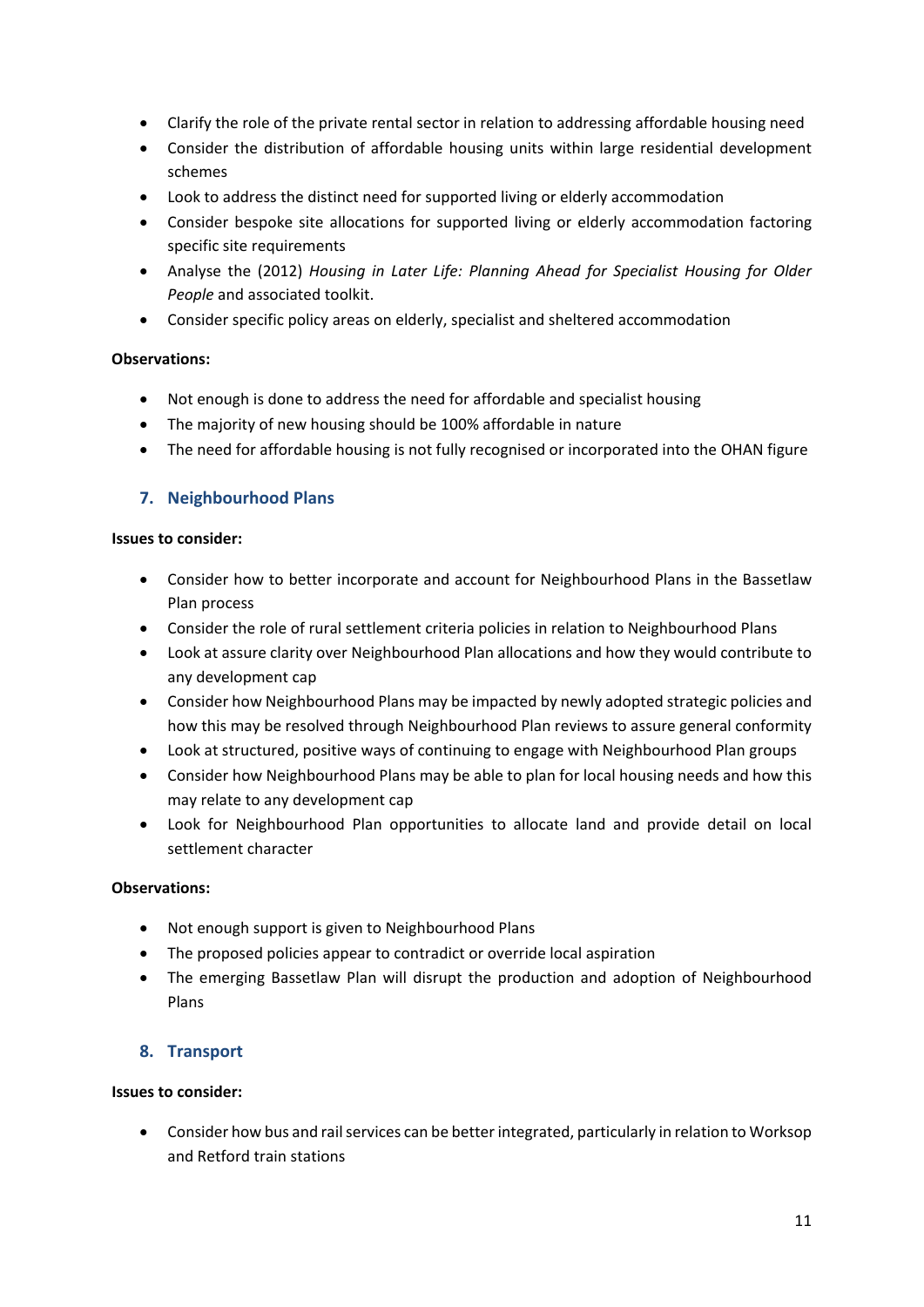- Clarify the role of the private rental sector in relation to addressing affordable housing need
- Consider the distribution of affordable housing units within large residential development schemes
- Look to address the distinct need for supported living or elderly accommodation
- Consider bespoke site allocations for supported living or elderly accommodation factoring specific site requirements
- Analyse the (2012) *Housing in Later Life: Planning Ahead for Specialist Housing for Older People* and associated toolkit.
- Consider specific policy areas on elderly, specialist and sheltered accommodation

**Observations:**

- Not enough is done to address the need for affordable and specialist housing
- The majority of new housing should be 100% affordable in nature
- The need for affordable housing is not fully recognised or incorporated into the OHAN figure

## 7. Neighbourhood Plans

**Issues to consider:**

- Consider how to better incorporate and account for Neighbourhood Plans in the Bassetlaw Plan process
- Consider the role of rural settlement criteria policies in relation to Neighbourhood Plans
- Look at assure clarity over Neighbourhood Plan allocations and how they would contribute to any development cap
- Consider how Neighbourhood Plans may be impacted by newly adopted strategic policies and how this may be resolved through Neighbourhood Plan reviews to assure general conformity
- Look at structured, positive ways of continuing to engage with Neighbourhood Plan groups
- Consider how Neighbourhood Plans may be able to plan for local housing needs and how this may relate to any development cap
- Look for Neighbourhood Plan opportunities to allocate land and provide detail on local settlement character

**Observations:**

- Not enough support is given to Neighbourhood Plans
- The proposed policies appear to contradict or override local aspiration
- The emerging Bassetlaw Plan will disrupt the production and adoption of Neighbourhood Plans

## 8. Transport

**Issues to consider:**

- Consider how bus and rail services can be better integrated, particularly in relation to Worksop and Retford train stations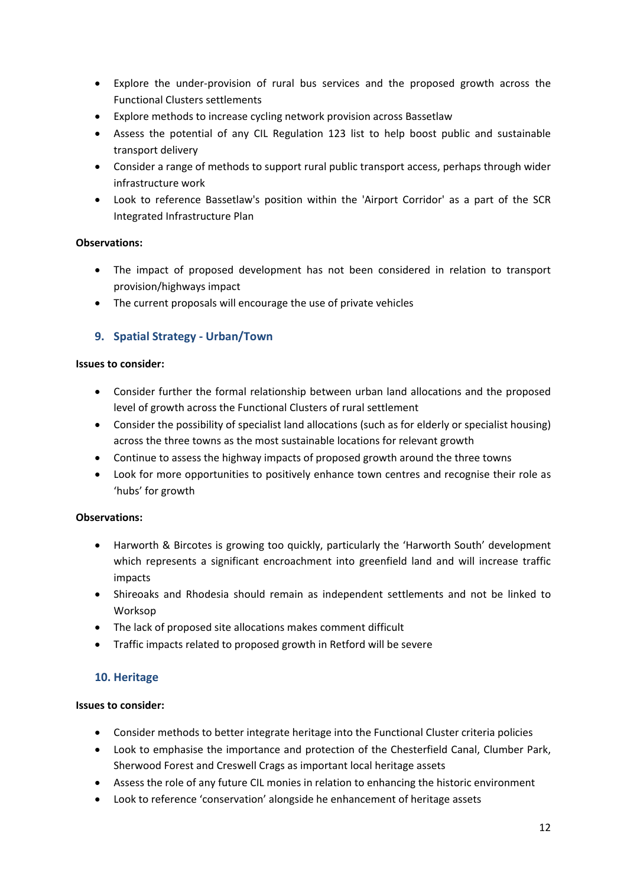- Explore the under-provision of rural bus services and the proposed growth across the Functional Clusters settlements
- Explore methods to increase cycling network provision across Bassetlaw
- Assess the potential of any CIL Regulation 123 list to help boost public and sustainable transport delivery
- Consider a range of methods to support rural public transport access, perhaps through wider infrastructure work
- Look to reference Bassetlaw's position within the 'Airport Corridor' as a part of the SCR Integrated Infrastructure Plan

**Observations:**

- The impact of proposed development has not been considered in relation to transport provision/highways impact
- The current proposals will encourage the use of private vehicles

## 9. Spatial Strategy - Urban/Town

**Issues to consider:**

- Consider further the formal relationship between urban land allocations and the proposed level of growth across the Functional Clusters of rural settlement
- Consider the possibility of specialist land allocations (such as for elderly or specialist housing) across the three towns as the most sustainable locations for relevant growth
- Continue to assess the highway impacts of proposed growth around the three towns
- Look for more opportunities to positively enhance town centres and recognise their role as 'hubs' for growth

**Observations:**

- Harworth & Bircotes is growing too quickly, particularly the 'Harworth South' development which represents a significant encroachment into greenfield land and will increase traffic impacts
- Shireoaks and Rhodesia should remain as independent settlements and not be linked to Worksop
- The lack of proposed site allocations makes comment difficult
- Traffic impacts related to proposed growth in Retford will be severe

## 10. Heritage

**Issues to consider:**

- Consider methods to better integrate heritage into the Functional Cluster criteria policies
- Look to emphasise the importance and protection of the Chesterfield Canal, Clumber Park, Sherwood Forest and Creswell Crags as important local heritage assets
- Assess the role of any future CIL monies in relation to enhancing the historic environment
- Look to reference 'conservation' alongside he enhancement of heritage assets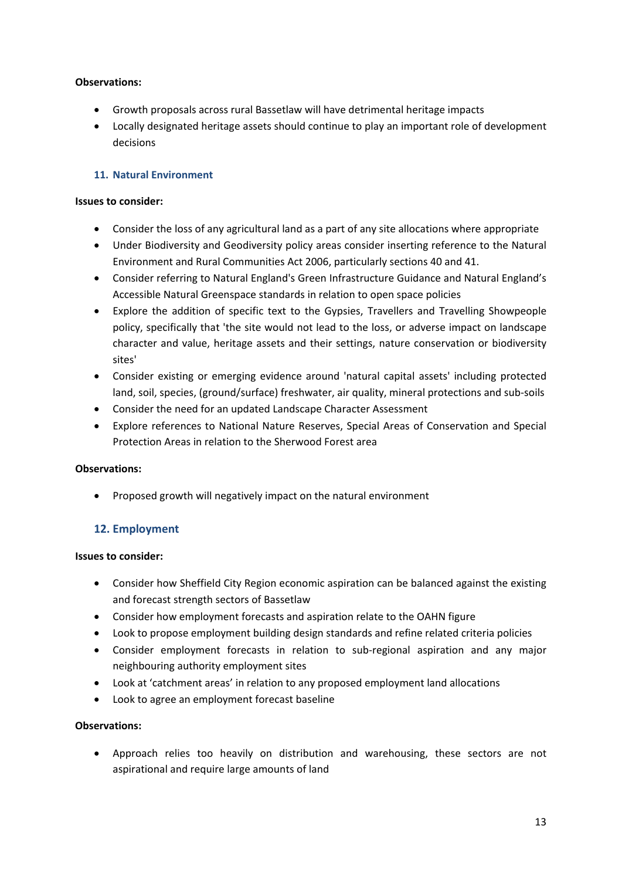**Observations:**

- Growth proposals across rural Bassetlaw will have detrimental heritage impacts
- Locally designated heritage assets should continue to play an important role of development decisions

### 11. Natural Environment

**Issues to consider:**

- Consider the loss of any agricultural land as a part of any site allocations where appropriate
- Under Biodiversity and Geodiversity policy areas consider inserting reference to the Natural Environment and Rural Communities Act 2006, particularly sections 40 and 41.
- Consider referring to Natural England's Green Infrastructure Guidance and Natural England's Accessible Natural Greenspace standards in relation to open space policies
- Explore the addition of specific text to the Gypsies, Travellers and Travelling Showpeople policy, specifically that 'the site would not lead to the loss, or adverse impact on landscape character and value, heritage assets and their settings, nature conservation or biodiversity sites'
- Consider existing or emerging evidence around 'natural capital assets' including protected land, soil, species, (ground/surface) freshwater, air quality, mineral protections and sub-soils
- Consider the need for an updated Landscape Character Assessment
- Explore references to National Nature Reserves, Special Areas of Conservation and Special Protection Areas in relation to the Sherwood Forest area

**Observations:**

- Proposed growth will negatively impact on the natural environment

### 12. Employment

**Issues to consider:**

- Consider how Sheffield City Region economic aspiration can be balanced against the existing and forecast strength sectors of Bassetlaw
- Consider how employment forecasts and aspiration relate to the OAHN figure
- Look to propose employment building design standards and refine related criteria policies
- Consider employment forecasts in relation to sub-regional aspiration and any major neighbouring authority employment sites
- Look at 'catchment areas' in relation to any proposed employment land allocations
- Look to agree an employment forecast baseline

**Observations:**

- Approach relies too heavily on distribution and warehousing, these sectors are not aspirational and require large amounts of land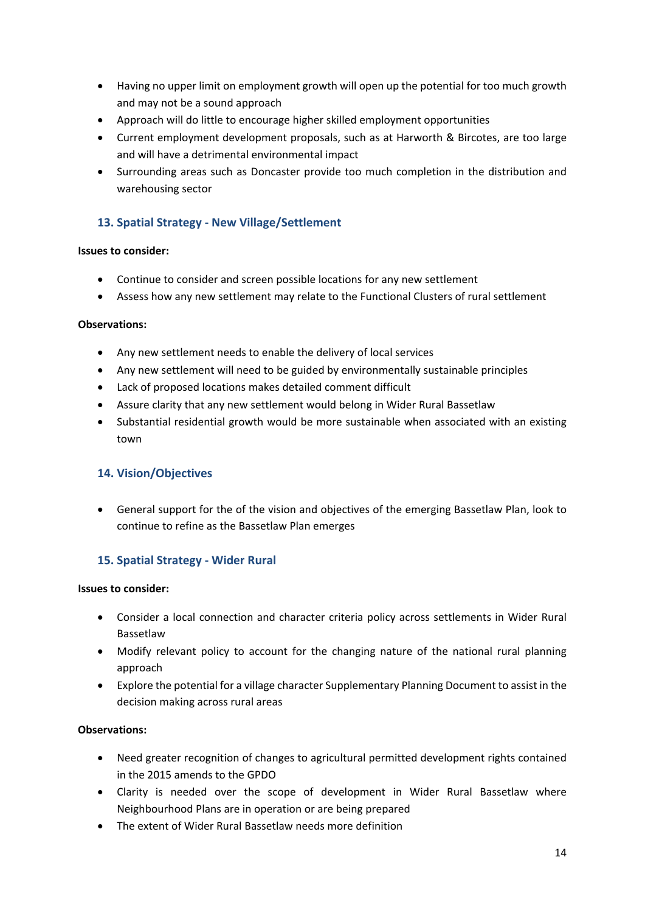- Having no upper limit on employment growth will open up the potential for too much growth and may not be a sound approach
- Approach will do little to encourage higher skilled employment opportunities
- Current employment development proposals, such as at Harworth & Bircotes, are too large and will have a detrimental environmental impact
- Surrounding areas such as Doncaster provide too much completion in the distribution and warehousing sector

## 13. Spatial Strategy - New Village/Settlement

**Issues to consider:**

- Continue to consider and screen possible locations for any new settlement
- Assess how any new settlement may relate to the Functional Clusters of rural settlement

**Observations:**

- Any new settlement needs to enable the delivery of local services
- Any new settlement will need to be guided by environmentally sustainable principles
- Lack of proposed locations makes detailed comment difficult
- Assure clarity that any new settlement would belong in Wider Rural Bassetlaw
- Substantial residential growth would be more sustainable when associated with an existing town

## 14. Vision/Objectives

- General support for the of the vision and objectives of the emerging Bassetlaw Plan, look to continue to refine as the Bassetlaw Plan emerges

## 15. Spatial Strategy - Wider Rural

**Issues to consider:**

- Consider a local connection and character criteria policy across settlements in Wider Rural Bassetlaw
- Modify relevant policy to account for the changing nature of the national rural planning approach
- Explore the potential for a village character Supplementary Planning Document to assist in the decision making across rural areas

**Observations:**

- Need greater recognition of changes to agricultural permitted development rights contained in the 2015 amends to the GPDO
- Clarity is needed over the scope of development in Wider Rural Bassetlaw where Neighbourhood Plans are in operation or are being prepared
- The extent of Wider Rural Bassetlaw needs more definition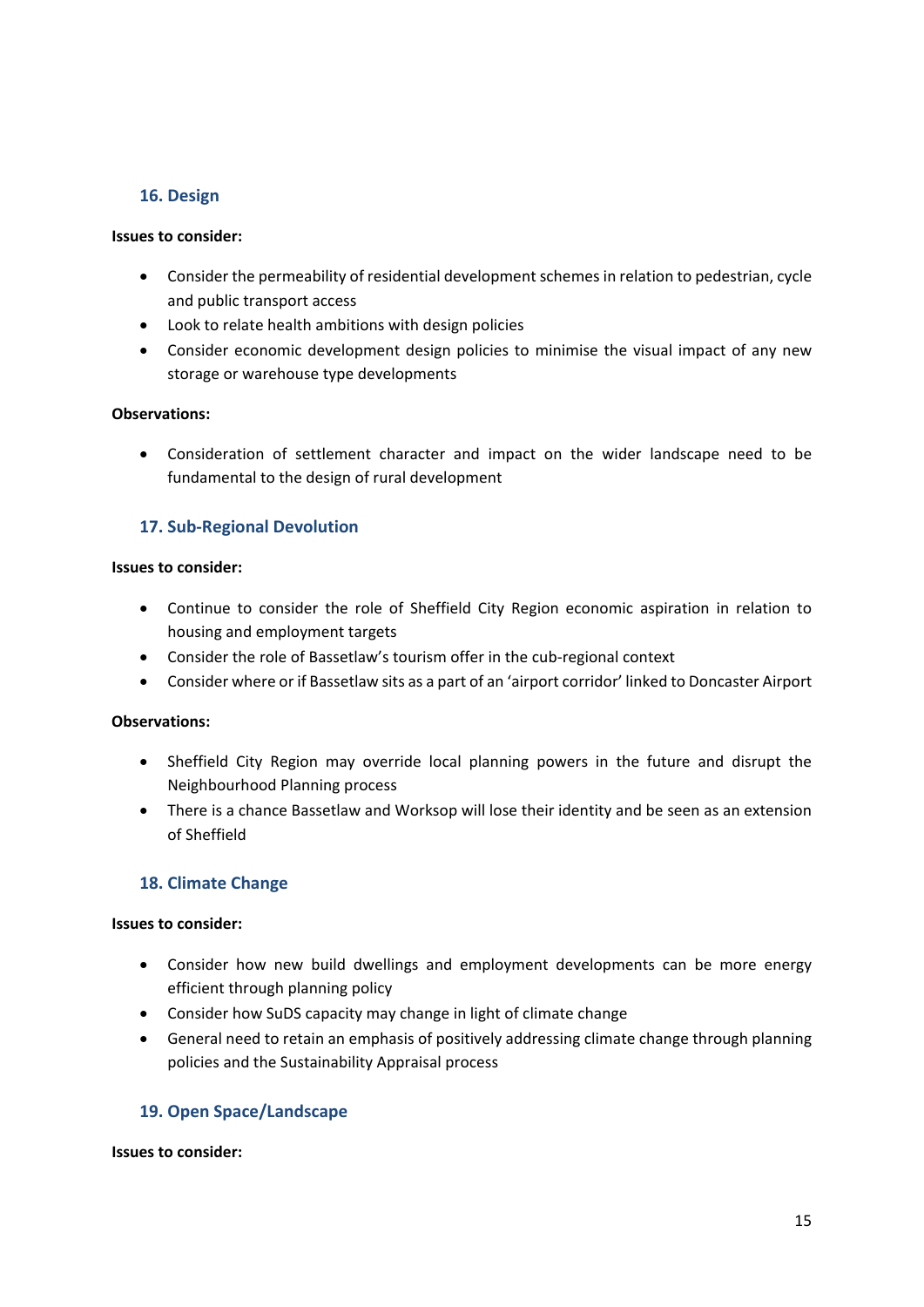## 16. Design

**Issues to consider:**

- Consider the permeability of residential development schemes in relation to pedestrian, cycle and public transport access
- Look to relate health ambitions with design policies
- Consider economic development design policies to minimise the visual impact of any new storage or warehouse type developments

**Observations:**

- Consideration of settlement character and impact on the wider landscape need to be fundamental to the design of rural development

## 17. Sub-Regional Devolution

**Issues to consider:**

- Continue to consider the role of Sheffield City Region economic aspiration in relation to housing and employment targets
- Consider the role of Bassetlaw's tourism offer in the cub-regional context
- Consider where or if Bassetlaw sits as a part of an 'airport corridor' linked to Doncaster Airport

**Observations:**

- Sheffield City Region may override local planning powers in the future and disrupt the Neighbourhood Planning process
- There is a chance Bassetlaw and Worksop will lose their identity and be seen as an extension of Sheffield

## 18. Climate Change

**Issues to consider:**

- Consider how new build dwellings and employment developments can be more energy efficient through planning policy
- Consider how SuDS capacity may change in light of climate change
- General need to retain an emphasis of positively addressing climate change through planning policies and the Sustainability Appraisal process

## 19. Open Space/Landscape

**Issues to consider:**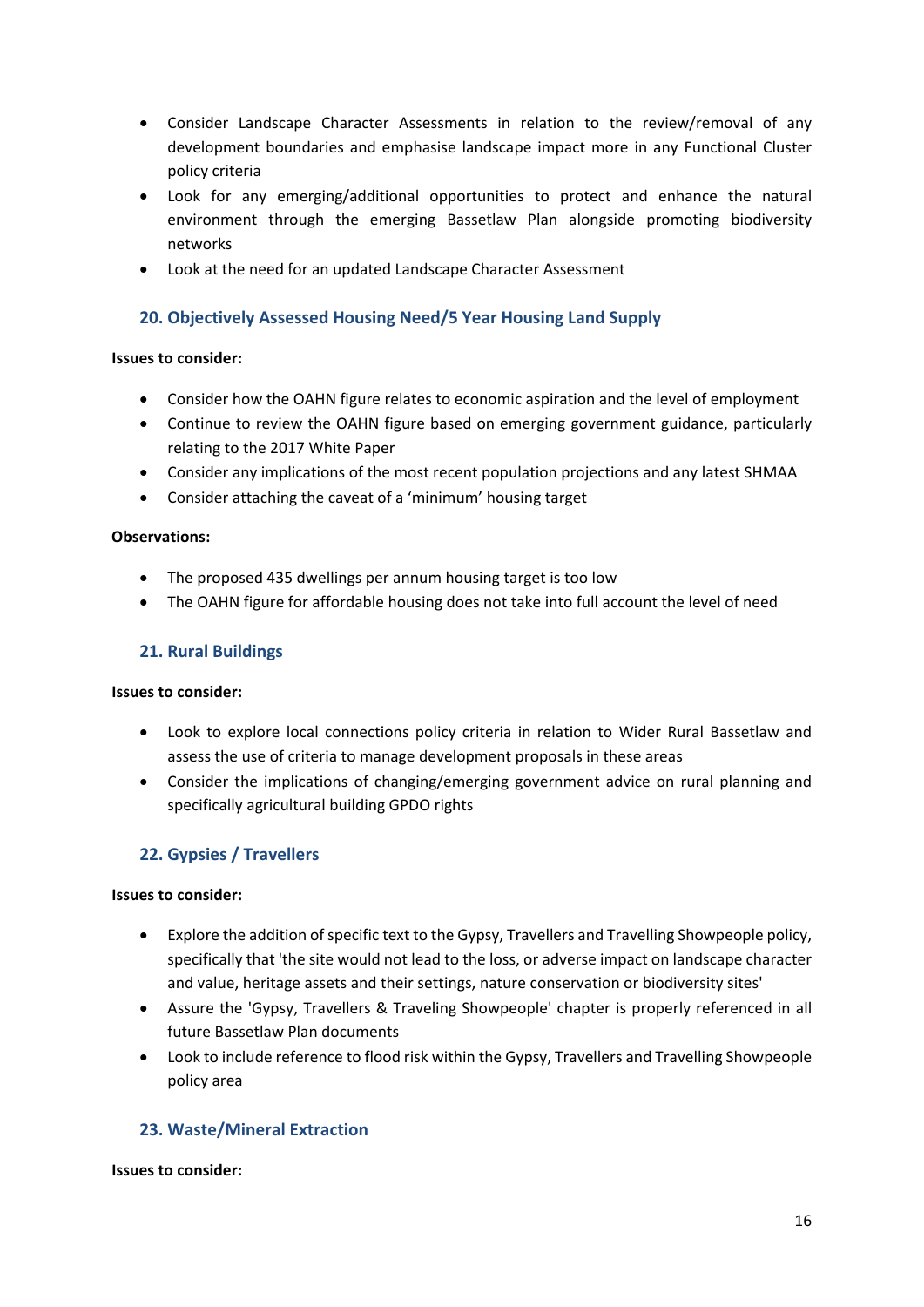- Consider Landscape Character Assessments in relation to the review/removal of any development boundaries and emphasise landscape impact more in any Functional Cluster policy criteria
- Look for any emerging/additional opportunities to protect and enhance the natural environment through the emerging Bassetlaw Plan alongside promoting biodiversity networks
- Look at the need for an updated Landscape Character Assessment

## 20. Objectively Assessed Housing Need/5 Year Housing Land Supply

**Issues to consider:**

- Consider how the OAHN figure relates to economic aspiration and the level of employment
- Continue to review the OAHN figure based on emerging government guidance, particularly relating to the 2017 White Paper
- Consider any implications of the most recent population projections and any latest SHMAA
- Consider attaching the caveat of a 'minimum' housing target

**Observations:**

- The proposed 435 dwellings per annum housing target is too low
- The OAHN figure for affordable housing does not take into full account the level of need

## 21. Rural Buildings

**Issues to consider:**

- Look to explore local connections policy criteria in relation to Wider Rural Bassetlaw and assess the use of criteria to manage development proposals in these areas
- Consider the implications of changing/emerging government advice on rural planning and specifically agricultural building GPDO rights

## 22. Gypsies / Travellers

**Issues to consider:**

- Explore the addition of specific text to the Gypsy, Travellers and Travelling Showpeople policy, specifically that 'the site would not lead to the loss, or adverse impact on landscape character and value, heritage assets and their settings, nature conservation or biodiversity sites'
- Assure the 'Gypsy, Travellers & Traveling Showpeople' chapter is properly referenced in all future Bassetlaw Plan documents
- Look to include reference to flood risk within the Gypsy, Travellers and Travelling Showpeople policy area

## 23. Waste/Mineral Extraction

**Issues to consider:**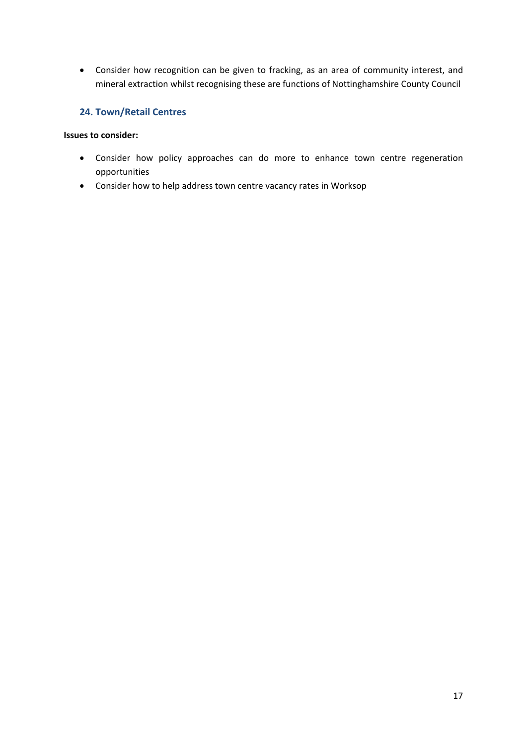- Consider how recognition can be given to fracking, as an area of community interest, and mineral extraction whilst recognising these are functions of Nottinghamshire County Council

## 24. Town/Retail Centres

**Issues to consider:**

- Consider how policy approaches can do more to enhance town centre regeneration opportunities
- Consider how to help address town centre vacancy rates in Worksop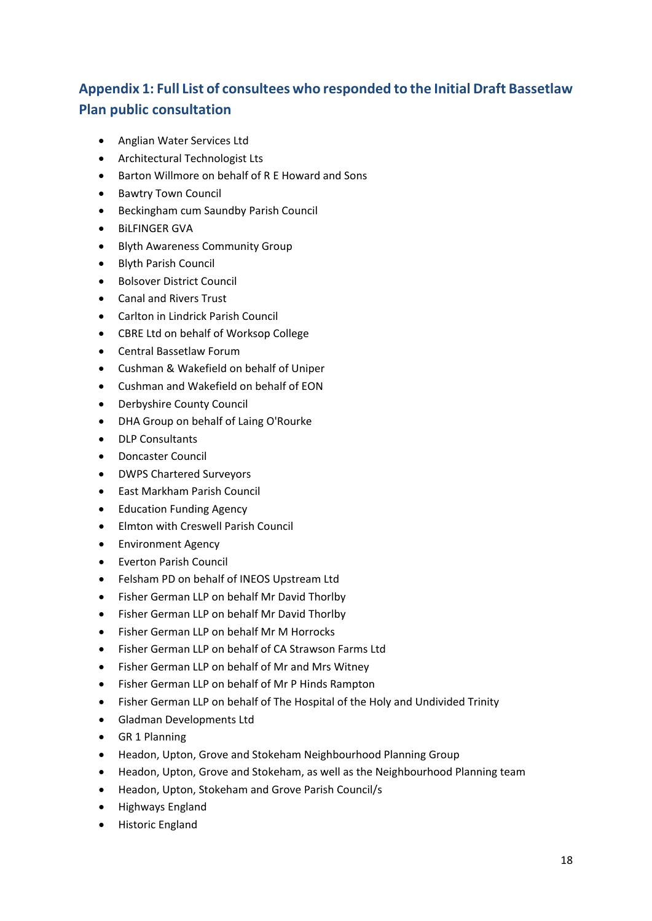## Appendix 1: Full List of consultees who responded to the Initial Draft Bassetlaw Plan public consultation

- Anglian Water Services Ltd
- Architectural Technologist Lts
- Barton Willmore on behalf of R E Howard and Sons
- Bawtry Town Council
- Beckingham cum Saundby Parish Council
- BiLFINGER GVA
- Blyth Awareness Community Group
- Blyth Parish Council
- Bolsover District Council
- Canal and Rivers Trust
- Carlton in Lindrick Parish Council
- CBRE Ltd on behalf of Worksop College
- Central Bassetlaw Forum
- Cushman & Wakefield on behalf of Uniper
- Cushman and Wakefield on behalf of EON
- Derbyshire County Council
- DHA Group on behalf of Laing O'Rourke
- DLP Consultants
- Doncaster Council
- DWPS Chartered Surveyors
- East Markham Parish Council
- Education Funding Agency
- Elmton with Creswell Parish Council
- Environment Agency
- Everton Parish Council
- Felsham PD on behalf of INEOS Upstream Ltd
- Fisher German LLP on behalf Mr David Thorlby
- Fisher German LLP on behalf Mr David Thorlby
- Fisher German LLP on behalf Mr M Horrocks
- Fisher German LLP on behalf of CA Strawson Farms Ltd
- Fisher German LLP on behalf of Mr and Mrs Witney
- Fisher German LLP on behalf of Mr P Hinds Rampton
- Fisher German LLP on behalf of The Hospital of the Holy and Undivided Trinity
- Gladman Developments Ltd
- GR 1 Planning
- Headon, Upton, Grove and Stokeham Neighbourhood Planning Group
- Headon, Upton, Grove and Stokeham, as well as the Neighbourhood Planning team
- Headon, Upton, Stokeham and Grove Parish Council/s
- Highways England
- Historic England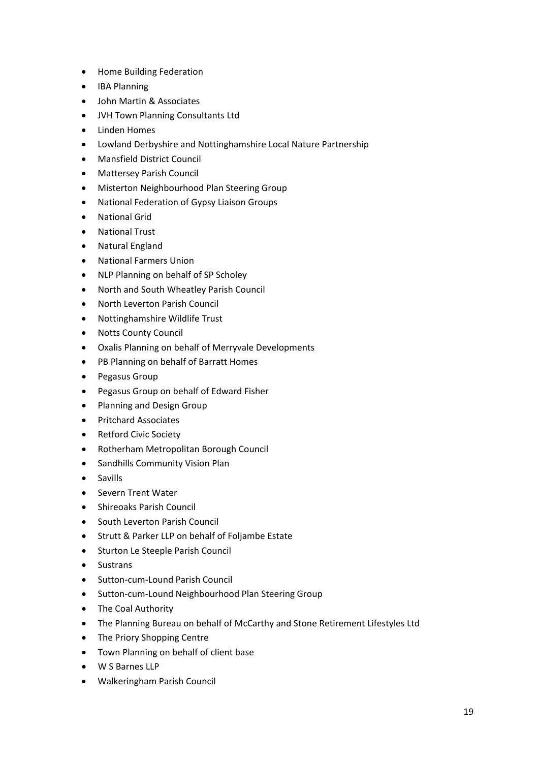- Home Building Federation
- IBA Planning
- John Martin & Associates
- JVH Town Planning Consultants Ltd
- Linden Homes
- Lowland Derbyshire and Nottinghamshire Local Nature Partnership
- Mansfield District Council
- Mattersey Parish Council
- Misterton Neighbourhood Plan Steering Group
- National Federation of Gypsy Liaison Groups
- National Grid
- National Trust
- Natural England
- National Farmers Union
- NLP Planning on behalf of SP Scholey
- North and South Wheatley Parish Council
- North Leverton Parish Council
- Nottinghamshire Wildlife Trust
- Notts County Council
- Oxalis Planning on behalf of Merryvale Developments
- PB Planning on behalf of Barratt Homes
- Pegasus Group
- Pegasus Group on behalf of Edward Fisher
- Planning and Design Group
- Pritchard Associates
- Retford Civic Society
- Rotherham Metropolitan Borough Council
- Sandhills Community Vision Plan
- Savills
- Severn Trent Water
- Shireoaks Parish Council
- South Leverton Parish Council
- Strutt & Parker LLP on behalf of Foljambe Estate
- Sturton Le Steeple Parish Council
- Sustrans
- Sutton-cum-Lound Parish Council
- Sutton-cum-Lound Neighbourhood Plan Steering Group
- The Coal Authority
- The Planning Bureau on behalf of McCarthy and Stone Retirement Lifestyles Ltd
- The Priory Shopping Centre
- Town Planning on behalf of client base
- W S Barnes LLP
- Walkeringham Parish Council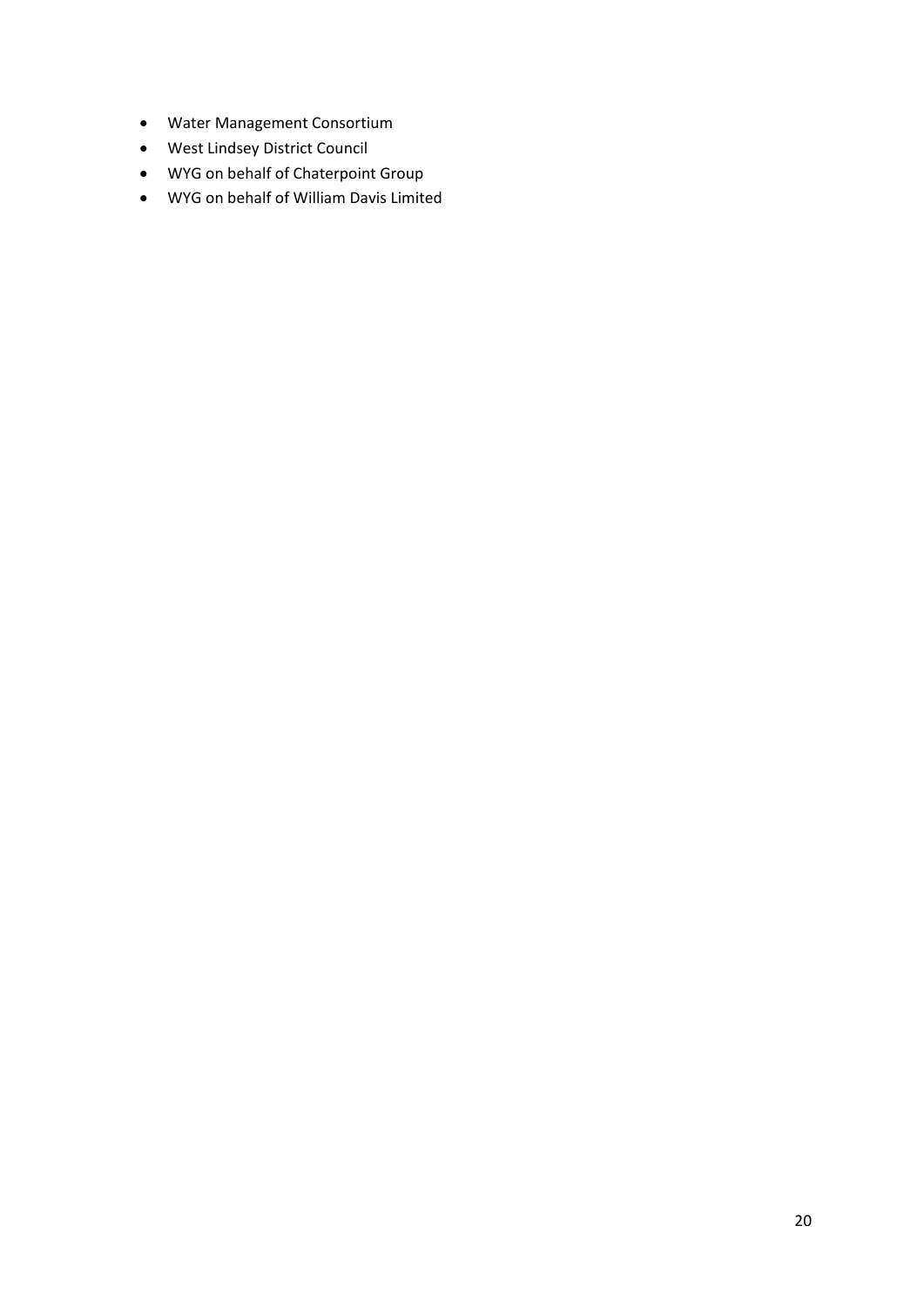- Water Management Consortium
- West Lindsey District Council
- WYG on behalf of Chaterpoint Group
- WYG on behalf of William Davis Limited